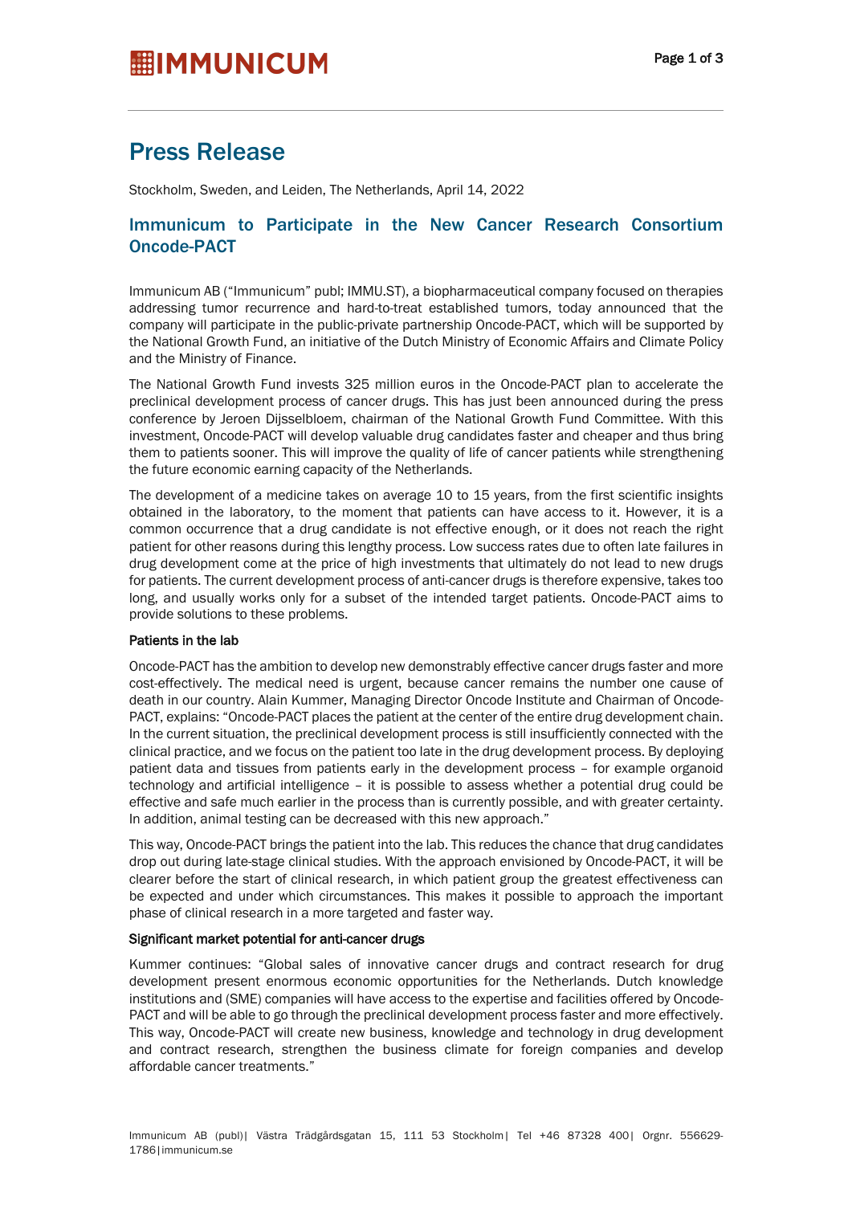# Press Release

Stockholm, Sweden, and Leiden, The Netherlands, April 14, 2022

## Immunicum to Participate in the New Cancer Research Consortium Oncode-PACT

Immunicum AB ("Immunicum" publ; IMMU.ST), a biopharmaceutical company focused on therapies addressing tumor recurrence and hard-to-treat established tumors, today announced that the company will participate in the public-private partnership Oncode-PACT, which will be supported by the National Growth Fund, an initiative of the Dutch Ministry of Economic Affairs and Climate Policy and the Ministry of Finance.

The National Growth Fund invests 325 million euros in the Oncode-PACT plan to accelerate the preclinical development process of cancer drugs. This has just been announced during the press conference by Jeroen Dijsselbloem, chairman of the National Growth Fund Committee. With this investment, Oncode-PACT will develop valuable drug candidates faster and cheaper and thus bring them to patients sooner. This will improve the quality of life of cancer patients while strengthening the future economic earning capacity of the Netherlands.

The development of a medicine takes on average 10 to 15 years, from the first scientific insights obtained in the laboratory, to the moment that patients can have access to it. However, it is a common occurrence that a drug candidate is not effective enough, or it does not reach the right patient for other reasons during this lengthy process. Low success rates due to often late failures in drug development come at the price of high investments that ultimately do not lead to new drugs for patients. The current development process of anti-cancer drugs is therefore expensive, takes too long, and usually works only for a subset of the intended target patients. Oncode-PACT aims to provide solutions to these problems.

**Patients in the lab**

Oncode-PACT has the ambition to develop new demonstrably effective cancer drugs faster and more cost-effectively. The medical need is urgent, because cancer remains the number one cause of death in our country. Alain Kummer, Managing Director Oncode Institute and Chairman of Oncode-PACT, explains: "Oncode-PACT places the patient at the center of the entire drug development chain. In the current situation, the preclinical development process is still insufficiently connected with the clinical practice, and we focus on the patient too late in the drug development process. By deploying patient data and tissues from patients early in the development process – for example organoid technology and artificial intelligence – it is possible to assess whether a potential drug could be effective and safe much earlier in the process than is currently possible, and with greater certainty. In addition, animal testing can be decreased with this new approach."

This way, Oncode-PACT brings the patient into the lab. This reduces the chance that drug candidates drop out during late-stage clinical studies. With the approach envisioned by Oncode-PACT, it will be clearer before the start of clinical research, in which patient group the greatest effectiveness can be expected and under which circumstances. This makes it possible to approach the important phase of clinical research in a more targeted and faster way.

**Significant market potential for anti-cancer drugs**

Kummer continues: "Global sales of innovative cancer drugs and contract research for drug development present enormous economic opportunities for the Netherlands. Dutch knowledge institutions and (SME) companies will have access to the expertise and facilities offered by Oncode-PACT and will be able to go through the preclinical development process faster and more effectively. This way, Oncode-PACT will create new business, knowledge and technology in drug development and contract research, strengthen the business climate for foreign companies and develop affordable cancer treatments."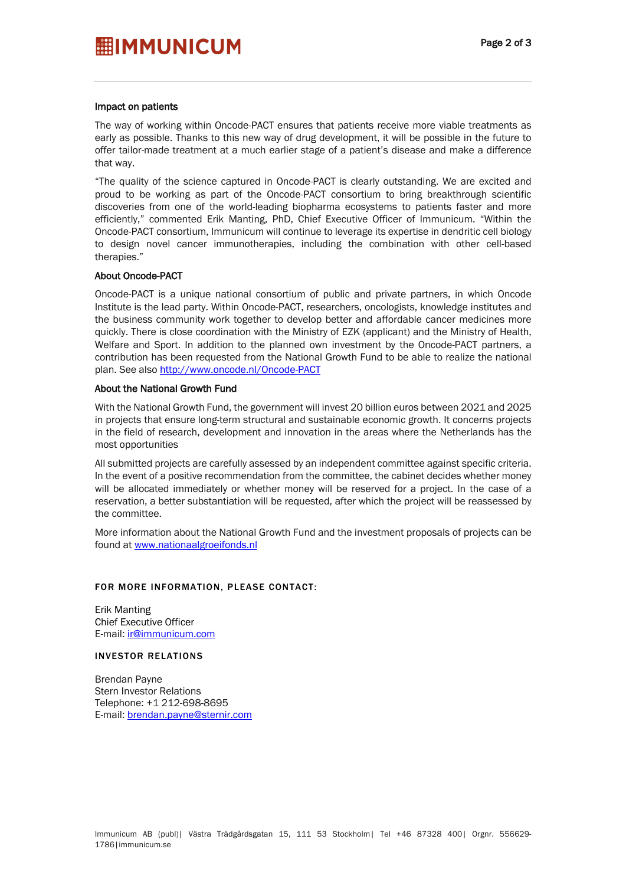### Impact on patients

The way of working within Oncode-PACT ensures that patients receive more viable treatments as early as possible. Thanks to this new way of drug development, it will be possible in the future to offer tailor-made treatment at a much earlier stage of a patient's disease and make a difference that way.

"The quality of the science captured in Oncode-PACT is clearly outstanding. We are excited and proud to be working as part of the Oncode-PACT consortium to bring breakthrough scientific discoveries from one of the world-leading biopharma ecosystems to patients faster and more efficiently," commented Erik Manting, PhD, Chief Executive Officer of Immunicum. "Within the Oncode-PACT consortium, Immunicum will continue to leverage its expertise in dendritic cell biology to design novel cancer immunotherapies, including the combination with other cell-based therapies."

### About Oncode-PACT

Oncode-PACT is a unique national consortium of public and private partners, in which Oncode Institute is the lead party. Within Oncode-PACT, researchers, oncologists, knowledge institutes and the business community work together to develop better and affordable cancer medicines more quickly. There is close coordination with the Ministry of EZK (applicant) and the Ministry of Health, Welfare and Sport. In addition to the planned own investment by the Oncode-PACT partners, a contribution has been requested from the National Growth Fund to be able to realize the national plan. See also [http://www.oncode.nl/Oncode-PACT](http://www.oncode.nl/Oncode-PACT)

### About the National Growth Fund

With the National Growth Fund, the government will invest 20 billion euros between 2021 and 2025 in projects that ensure long-term structural and sustainable economic growth. It concerns projects in the field of research, development and innovation in the areas where the Netherlands has the most opportunities

All submitted projects are carefully assessed by an independent committee against specific criteria. In the event of a positive recommendation from the committee, the cabinet decides whether money will be allocated immediately or whether money will be reserved for a project. In the case of a reservation, a better substantiation will be requested, after which the project will be reassessed by the committee.

More information about the National Growth Fund and the investment proposals of projects can be found at [www.nationaalgroeifonds.nl](http://www.nationaalgroeifonds.nl)

**FOR MORE INFORMATION, PLEASE CONTACT:**

Erik Manting
Chief Executive Officer
E-mail: [ir@immunicum.com](mailto:ir@immunicum.com)

**INVESTOR RELATIONS**

Brendan Payne
Stern Investor Relations
Telephone: +1 212-698-8695
E-mail: [brendan.payne@sternir.com](mailto:brendan.payne@sternir.com)

Immunicum AB (publ)| Västra Trädgårdsgatan 15, 111 53 Stockholm| Tel +46 87328 400| Orgnr. 556629-1786|immunicum.se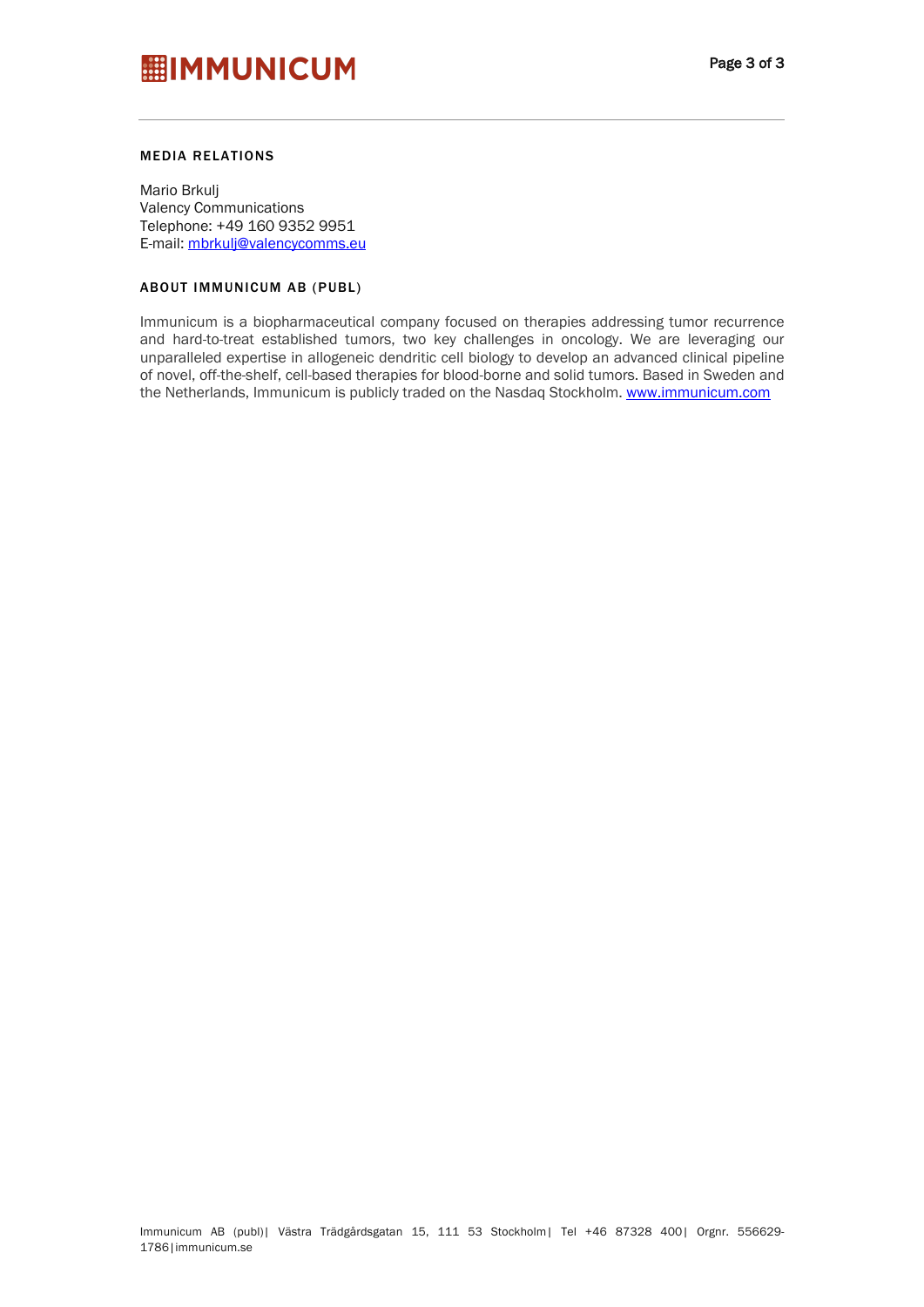## MEDIA RELATIONS

Mario Brkulj
Valency Communications
Telephone: +49 160 9352 9951
E-mail: mbrkulj@valencycomms.eu

## ABOUT IMMUNICUM AB (PUBL)

Immunicum is a biopharmaceutical company focused on therapies addressing tumor recurrence and hard-to-treat established tumors, two key challenges in oncology. We are leveraging our unparalleled expertise in allogeneic dendritic cell biology to develop an advanced clinical pipeline of novel, off-the-shelf, cell-based therapies for blood-borne and solid tumors. Based in Sweden and the Netherlands, Immunicum is publicly traded on the Nasdaq Stockholm. www.immunicum.com